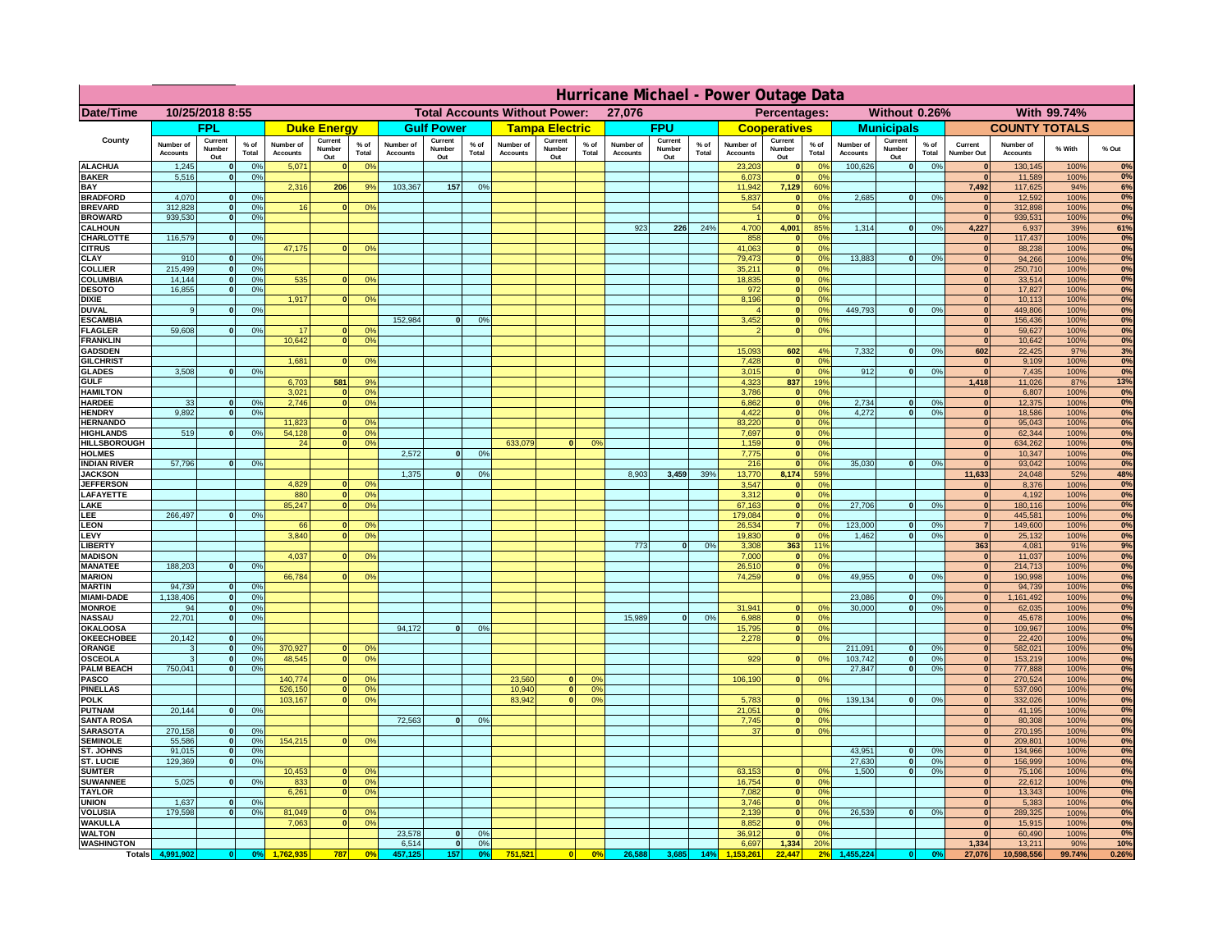# Hurricane Michael - Power Outage Data

| Date/Time | 10/25/2018 8:55 | Total Accounts Without Power: | 27,076 | Percentages: | Without 0.26% | With 99.74% |
|---|---|---|---|---|---|---|

| County | FPL | | | Duke Energy | | | Gulf Power | | | Tampa Electric | | | FPU | | | Cooperatives | | | Municipals | | | COUNTY TOTALS | | | |
|---|---|---|---|---|---|---|---|---|---|---|---|---|---|---|---|---|---|---|---|---|---|---|---|---|---|
| | Number of Accounts | Current Number Out | % of Total | Number of Accounts | Current Number Out | % of Total | Number of Accounts | Current Number Out | % of Total | Number of Accounts | Current Number Out | % of Total | Number of Accounts | Current Number Out | % of Total | Number of Accounts | Current Number Out | % of Total | Number of Accounts | Current Number Out | % of Total | Current Number Out | Number of Accounts | % With | % Out |
| ALACHUA | 1,245 | 0 | 0% | 5,071 | 0 | 0% | | | | | | | | | | 23,203 | 0 | 0% | 100,626 | 0 | 0% | 0 | 130,145 | 100% | 0% |
| BAKER | 5,516 | 0 | 0% | | | | | | | | | | | | | 6,073 | 0 | 0% | | | | 0 | 11,589 | 100% | 0% |
| BAY | | | | 2,316 | 206 | 9% | 103,367 | 157 | 0% | | | | | | | 11,942 | 7,129 | 60% | | | | 7,492 | 117,625 | 94% | 6% |
| BRADFORD | 4,070 | 0 | 0% | | | | | | | | | | | | | 5,837 | 0 | 0% | 2,685 | 0 | 0% | 0 | 12,592 | 100% | 0% |
| BREVARD | 312,828 | 0 | 0% | 16 | 0 | 0% | | | | | | | | | | 54 | 0 | 0% | | | | 0 | 312,898 | 100% | 0% |
| BROWARD | 939,530 | 0 | 0% | | | | | | | | | | | | | 1 | 0 | 0% | | | | 0 | 939,531 | 100% | 0% |
| CALHOUN | | | | | | | | | | | | | 923 | 226 | 24% | 4,700 | 4,001 | 85% | 1,314 | 0 | 0% | 4,227 | 6,937 | 39% | 61% |
| CHARLOTTE | 116,579 | 0 | 0% | | | | | | | | | | | | | 858 | 0 | 0% | | | | 0 | 117,437 | 100% | 0% |
| CITRUS | | | | 47,175 | 0 | 0% | | | | | | | | | | 41,063 | 0 | 0% | | | | 0 | 88,238 | 100% | 0% |
| CLAY | 910 | 0 | 0% | | | | | | | | | | | | | 79,473 | 0 | 0% | 13,883 | 0 | 0% | 0 | 94,266 | 100% | 0% |
| COLLIER | 215,499 | 0 | 0% | | | | | | | | | | | | | 35,211 | 0 | 0% | | | | 0 | 250,710 | 100% | 0% |
| COLUMBIA | 14,144 | 0 | 0% | 535 | 0 | 0% | | | | | | | | | | 18,835 | 0 | 0% | | | | 0 | 33,514 | 100% | 0% |
| DESOTO | 16,855 | 0 | 0% | | | | | | | | | | | | | 972 | 0 | 0% | | | | 0 | 17,827 | 100% | 0% |
| DIXIE | | | | 1,917 | 0 | 0% | | | | | | | | | | 8,196 | 0 | 0% | | | | 0 | 10,113 | 100% | 0% |
| DUVAL | 9 | 0 | 0% | | | | | | | | | | | | | 4 | 0 | 0% | 449,793 | 0 | 0% | 0 | 449,806 | 100% | 0% |
| ESCAMBIA | | | | | | | 152,984 | 0 | 0% | | | | | | | 3,452 | 0 | 0% | | | | 0 | 156,436 | 100% | 0% |
| FLAGLER | 59,608 | 0 | 0% | 17 | 0 | 0% | | | | | | | | | | 2 | 0 | 0% | | | | 0 | 59,627 | 100% | 0% |
| FRANKLIN | | | | 10,642 | 0 | 0% | | | | | | | | | | | | | | | | 0 | 10,642 | 100% | 0% |
| GADSDEN | | | | | | | | | | | | | | | | 15,093 | 602 | 4% | 7,332 | 0 | 0% | 602 | 22,425 | 97% | 3% |
| GILCHRIST | | | | 1,681 | 0 | 0% | | | | | | | | | | 7,428 | 0 | 0% | | | | 0 | 9,109 | 100% | 0% |
| GLADES | 3,508 | 0 | 0% | | | | | | | | | | | | | 3,015 | 0 | 0% | 912 | 0 | 0% | 0 | 7,435 | 100% | 0% |
| GULF | | | | 6,703 | 581 | 9% | | | | | | | | | | 4,323 | 837 | 19% | | | | 1,418 | 11,026 | 87% | 13% |
| HAMILTON | | | | 3,021 | 0 | 0% | | | | | | | | | | 3,786 | 0 | 0% | | | | 0 | 6,807 | 100% | 0% |
| HARDEE | 33 | 0 | 0% | 2,746 | 0 | 0% | | | | | | | | | | 6,862 | 0 | 0% | 2,734 | 0 | 0% | 0 | 12,375 | 100% | 0% |
| HENDRY | 9,892 | 0 | 0% | | | | | | | | | | | | | 4,422 | 0 | 0% | 4,272 | 0 | 0% | 0 | 18,586 | 100% | 0% |
| HERNANDO | | | | 11,823 | 0 | 0% | | | | | | | | | | 83,220 | 0 | 0% | | | | 0 | 95,043 | 100% | 0% |
| HIGHLANDS | 519 | 0 | 0% | 54,128 | 0 | 0% | | | | | | | | | | 7,697 | 0 | 0% | | | | 0 | 62,344 | 100% | 0% |
| HILLSBOROUGH | | | | 24 | 0 | 0% | | | | 633,079 | 0 | 0% | | | | 1,159 | 0 | 0% | | | | 0 | 634,262 | 100% | 0% |
| HOLMES | | | | | | | 2,572 | 0 | 0% | | | | | | | 7,775 | 0 | 0% | | | | 0 | 10,347 | 100% | 0% |
| INDIAN RIVER | 57,796 | 0 | 0% | | | | | | | | | | | | | 216 | 0 | 0% | 35,030 | 0 | 0% | 0 | 93,042 | 100% | 0% |
| JACKSON | | | | | | | 1,375 | 0 | 0% | | | | 8,903 | 3,459 | 39% | 13,770 | 8,174 | 59% | | | | 11,633 | 24,048 | 52% | 48% |
| JEFFERSON | | | | 4,829 | 0 | 0% | | | | | | | | | | 3,547 | 0 | 0% | | | | 0 | 8,376 | 100% | 0% |
| LAFAYETTE | | | | 880 | 0 | 0% | | | | | | | | | | 3,312 | 0 | 0% | | | | 0 | 4,192 | 100% | 0% |
| LAKE | | | | 85,247 | 0 | 0% | | | | | | | | | | 67,163 | 0 | 0% | 27,706 | 0 | 0% | 0 | 180,116 | 100% | 0% |
| LEE | 266,497 | 0 | 0% | | | | | | | | | | | | | 179,084 | 0 | 0% | | | | 0 | 445,581 | 100% | 0% |
| LEON | | | | 66 | 0 | 0% | | | | | | | | | | 26,534 | 7 | 0% | 123,000 | 0 | 0% | 7 | 149,600 | 100% | 0% |
| LEVY | | | | 3,840 | 0 | 0% | | | | | | | | | | 19,830 | 0 | 0% | 1,462 | 0 | 0% | 0 | 25,132 | 100% | 0% |
| LIBERTY | | | | | | | | | | | | | 773 | 0 | 0% | 3,308 | 363 | 11% | | | | 363 | 4,081 | 91% | 9% |
| MADISON | | | | 4,037 | 0 | 0% | | | | | | | | | | 7,000 | 0 | 0% | | | | 0 | 11,037 | 100% | 0% |
| MANATEE | 188,203 | 0 | 0% | | | | | | | | | | | | | 26,510 | 0 | 0% | | | | 0 | 214,713 | 100% | 0% |
| MARION | | | | 66,784 | 0 | 0% | | | | | | | | | | 74,259 | 0 | 0% | 49,955 | 0 | 0% | 0 | 190,998 | 100% | 0% |
| MARTIN | 94,739 | 0 | 0% | | | | | | | | | | | | | | | | | | | 0 | 94,739 | 100% | 0% |
| MIAMI-DADE | 1,138,406 | 0 | 0% | | | | | | | | | | | | | | | | 23,086 | 0 | 0% | 0 | 1,161,492 | 100% | 0% |
| MONROE | 94 | 0 | 0% | | | | | | | | | | | | | 31,941 | 0 | 0% | 30,000 | 0 | 0% | 0 | 62,035 | 100% | 0% |
| NASSAU | 22,701 | 0 | 0% | | | | | | | | | | 15,989 | 0 | 0% | 6,988 | 0 | 0% | | | | 0 | 45,678 | 100% | 0% |
| OKALOOSA | | | | | | | 94,172 | 0 | 0% | | | | | | | 15,795 | 0 | 0% | | | | 0 | 109,967 | 100% | 0% |
| OKEECHOBEE | 20,142 | 0 | 0% | | | | | | | | | | | | | 2,278 | 0 | 0% | | | | 0 | 22,420 | 100% | 0% |
| ORANGE | 3 | 0 | 0% | 370,927 | 0 | 0% | | | | | | | | | | | | | 211,091 | 0 | 0% | 0 | 582,021 | 100% | 0% |
| OSCEOLA | 3 | 0 | 0% | 48,545 | 0 | 0% | | | | | | | | | | 929 | 0 | 0% | 103,742 | 0 | 0% | 0 | 153,219 | 100% | 0% |
| PALM BEACH | 750,041 | 0 | 0% | | | | | | | | | | | | | | | | 27,847 | 0 | 0% | 0 | 777,888 | 100% | 0% |
| PASCO | | | | 140,774 | 0 | 0% | | | | 23,560 | 0 | 0% | | | | 106,190 | 0 | 0% | | | | 0 | 270,524 | 100% | 0% |
| PINELLAS | | | | 526,150 | 0 | 0% | | | | 10,940 | 0 | 0% | | | | | | | | | | 0 | 537,090 | 100% | 0% |
| POLK | | | | 103,167 | 0 | 0% | | | | 83,942 | 0 | 0% | | | | 5,783 | 0 | 0% | 139,134 | 0 | 0% | 0 | 332,026 | 100% | 0% |
| PUTNAM | 20,144 | 0 | 0% | | | | | | | | | | | | | 21,051 | 0 | 0% | | | | 0 | 41,195 | 100% | 0% |
| SANTA ROSA | | | | | | | 72,563 | 0 | 0% | | | | | | | 7,745 | 0 | 0% | | | | 0 | 80,308 | 100% | 0% |
| SARASOTA | 270,158 | 0 | 0% | | | | | | | | | | | | | 37 | 0 | 0% | | | | 0 | 270,195 | 100% | 0% |
| SEMINOLE | 55,586 | 0 | 0% | 154,215 | 0 | 0% | | | | | | | | | | | | | | | | 0 | 209,801 | 100% | 0% |
| ST. JOHNS | 91,015 | 0 | 0% | | | | | | | | | | | | | | | | 43,951 | 0 | 0% | 0 | 134,966 | 100% | 0% |
| ST. LUCIE | 129,369 | 0 | 0% | | | | | | | | | | | | | | | | 27,630 | 0 | 0% | 0 | 156,999 | 100% | 0% |
| SUMTER | | | | 10,453 | 0 | 0% | | | | | | | | | | 63,153 | 0 | 0% | 1,500 | 0 | 0% | 0 | 75,106 | 100% | 0% |
| SUWANNEE | 5,025 | 0 | 0% | 833 | 0 | 0% | | | | | | | | | | 16,754 | 0 | 0% | | | | 0 | 22,612 | 100% | 0% |
| TAYLOR | | | | 6,261 | 0 | 0% | | | | | | | | | | 7,082 | 0 | 0% | | | | 0 | 13,343 | 100% | 0% |
| UNION | 1,637 | 0 | 0% | | | | | | | | | | | | | 3,746 | 0 | 0% | | | | 0 | 5,383 | 100% | 0% |
| VOLUSIA | 179,598 | 0 | 0% | 81,049 | 0 | 0% | | | | | | | | | | 2,139 | 0 | 0% | 26,539 | 0 | 0% | 0 | 289,325 | 100% | 0% |
| WAKULLA | | | | 7,063 | 0 | 0% | | | | | | | | | | 8,852 | 0 | 0% | | | | 0 | 15,915 | 100% | 0% |
| WALTON | | | | | | | 23,578 | 0 | 0% | | | | | | | 36,912 | 0 | 0% | | | | 0 | 60,490 | 100% | 0% |
| WASHINGTON | | | | | | | 6,514 | 0 | 0% | | | | | | | 6,697 | 1,334 | 20% | | | | 1,334 | 13,211 | 90% | 10% |
| Totals | 4,991,902 | 0 | 0% | 1,762,935 | 787 | 0% | 457,125 | 157 | 0% | 751,521 | 0 | 0% | 26,588 | 3,685 | 14% | 1,153,261 | 22,447 | 2% | 1,455,224 | 0 | 0% | 27,076 | 10,598,556 | 99.74% | 0.26% |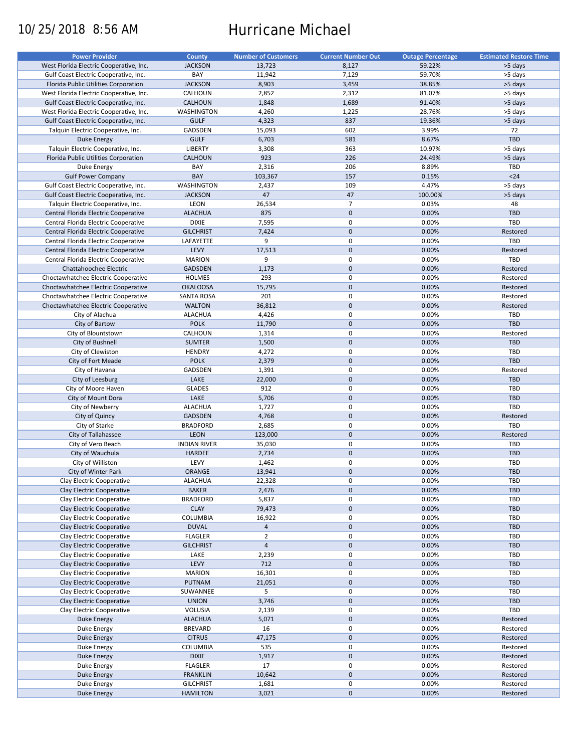10/25/2018 8:56 AM

# Hurricane Michael

| Power Provider | County | Number of Customers | Current Number Out | Outage Percentage | Estimated Restore Time |
|---|---|---|---|---|---|
| West Florida Electric Cooperative, Inc. | JACKSON | 13,723 | 8,127 | 59.22% | >5 days |
| Gulf Coast Electric Cooperative, Inc. | BAY | 11,942 | 7,129 | 59.70% | >5 days |
| Florida Public Utilities Corporation | JACKSON | 8,903 | 3,459 | 38.85% | >5 days |
| West Florida Electric Cooperative, Inc. | CALHOUN | 2,852 | 2,312 | 81.07% | >5 days |
| Gulf Coast Electric Cooperative, Inc. | CALHOUN | 1,848 | 1,689 | 91.40% | >5 days |
| West Florida Electric Cooperative, Inc. | WASHINGTON | 4,260 | 1,225 | 28.76% | >5 days |
| Gulf Coast Electric Cooperative, Inc. | GULF | 4,323 | 837 | 19.36% | >5 days |
| Talquin Electric Cooperative, Inc. | GADSDEN | 15,093 | 602 | 3.99% | 72 |
| Duke Energy | GULF | 6,703 | 581 | 8.67% | TBD |
| Talquin Electric Cooperative, Inc. | LIBERTY | 3,308 | 363 | 10.97% | >5 days |
| Florida Public Utilities Corporation | CALHOUN | 923 | 226 | 24.49% | >5 days |
| Duke Energy | BAY | 2,316 | 206 | 8.89% | TBD |
| Gulf Power Company | BAY | 103,367 | 157 | 0.15% | <24 |
| Gulf Coast Electric Cooperative, Inc. | WASHINGTON | 2,437 | 109 | 4.47% | >5 days |
| Gulf Coast Electric Cooperative, Inc. | JACKSON | 47 | 47 | 100.00% | >5 days |
| Talquin Electric Cooperative, Inc. | LEON | 26,534 | 7 | 0.03% | 48 |
| Central Florida Electric Cooperative | ALACHUA | 875 | 0 | 0.00% | TBD |
| Central Florida Electric Cooperative | DIXIE | 7,595 | 0 | 0.00% | TBD |
| Central Florida Electric Cooperative | GILCHRIST | 7,424 | 0 | 0.00% | Restored |
| Central Florida Electric Cooperative | LAFAYETTE | 9 | 0 | 0.00% | TBD |
| Central Florida Electric Cooperative | LEVY | 17,513 | 0 | 0.00% | Restored |
| Central Florida Electric Cooperative | MARION | 9 | 0 | 0.00% | TBD |
| Chattahoochee Electric | GADSDEN | 1,173 | 0 | 0.00% | Restored |
| Choctawhatchee Electric Cooperative | HOLMES | 293 | 0 | 0.00% | Restored |
| Choctawhatchee Electric Cooperative | OKALOOSA | 15,795 | 0 | 0.00% | Restored |
| Choctawhatchee Electric Cooperative | SANTA ROSA | 201 | 0 | 0.00% | Restored |
| Choctawhatchee Electric Cooperative | WALTON | 36,812 | 0 | 0.00% | Restored |
| City of Alachua | ALACHUA | 4,426 | 0 | 0.00% | TBD |
| City of Bartow | POLK | 11,790 | 0 | 0.00% | TBD |
| City of Blountstown | CALHOUN | 1,314 | 0 | 0.00% | Restored |
| City of Bushnell | SUMTER | 1,500 | 0 | 0.00% | TBD |
| City of Clewiston | HENDRY | 4,272 | 0 | 0.00% | TBD |
| City of Fort Meade | POLK | 2,379 | 0 | 0.00% | TBD |
| City of Havana | GADSDEN | 1,391 | 0 | 0.00% | Restored |
| City of Leesburg | LAKE | 22,000 | 0 | 0.00% | TBD |
| City of Moore Haven | GLADES | 912 | 0 | 0.00% | TBD |
| City of Mount Dora | LAKE | 5,706 | 0 | 0.00% | TBD |
| City of Newberry | ALACHUA | 1,727 | 0 | 0.00% | TBD |
| City of Quincy | GADSDEN | 4,768 | 0 | 0.00% | Restored |
| City of Starke | BRADFORD | 2,685 | 0 | 0.00% | TBD |
| City of Tallahassee | LEON | 123,000 | 0 | 0.00% | Restored |
| City of Vero Beach | INDIAN RIVER | 35,030 | 0 | 0.00% | TBD |
| City of Wauchula | HARDEE | 2,734 | 0 | 0.00% | TBD |
| City of Williston | LEVY | 1,462 | 0 | 0.00% | TBD |
| City of Winter Park | ORANGE | 13,941 | 0 | 0.00% | TBD |
| Clay Electric Cooperative | ALACHUA | 22,328 | 0 | 0.00% | TBD |
| Clay Electric Cooperative | BAKER | 2,476 | 0 | 0.00% | TBD |
| Clay Electric Cooperative | BRADFORD | 5,837 | 0 | 0.00% | TBD |
| Clay Electric Cooperative | CLAY | 79,473 | 0 | 0.00% | TBD |
| Clay Electric Cooperative | COLUMBIA | 16,922 | 0 | 0.00% | TBD |
| Clay Electric Cooperative | DUVAL | 4 | 0 | 0.00% | TBD |
| Clay Electric Cooperative | FLAGLER | 2 | 0 | 0.00% | TBD |
| Clay Electric Cooperative | GILCHRIST | 4 | 0 | 0.00% | TBD |
| Clay Electric Cooperative | LAKE | 2,239 | 0 | 0.00% | TBD |
| Clay Electric Cooperative | LEVY | 712 | 0 | 0.00% | TBD |
| Clay Electric Cooperative | MARION | 16,301 | 0 | 0.00% | TBD |
| Clay Electric Cooperative | PUTNAM | 21,051 | 0 | 0.00% | TBD |
| Clay Electric Cooperative | SUWANNEE | 5 | 0 | 0.00% | TBD |
| Clay Electric Cooperative | UNION | 3,746 | 0 | 0.00% | TBD |
| Clay Electric Cooperative | VOLUSIA | 2,139 | 0 | 0.00% | TBD |
| Duke Energy | ALACHUA | 5,071 | 0 | 0.00% | Restored |
| Duke Energy | BREVARD | 16 | 0 | 0.00% | Restored |
| Duke Energy | CITRUS | 47,175 | 0 | 0.00% | Restored |
| Duke Energy | COLUMBIA | 535 | 0 | 0.00% | Restored |
| Duke Energy | DIXIE | 1,917 | 0 | 0.00% | Restored |
| Duke Energy | FLAGLER | 17 | 0 | 0.00% | Restored |
| Duke Energy | FRANKLIN | 10,642 | 0 | 0.00% | Restored |
| Duke Energy | GILCHRIST | 1,681 | 0 | 0.00% | Restored |
| Duke Energy | HAMILTON | 3,021 | 0 | 0.00% | Restored |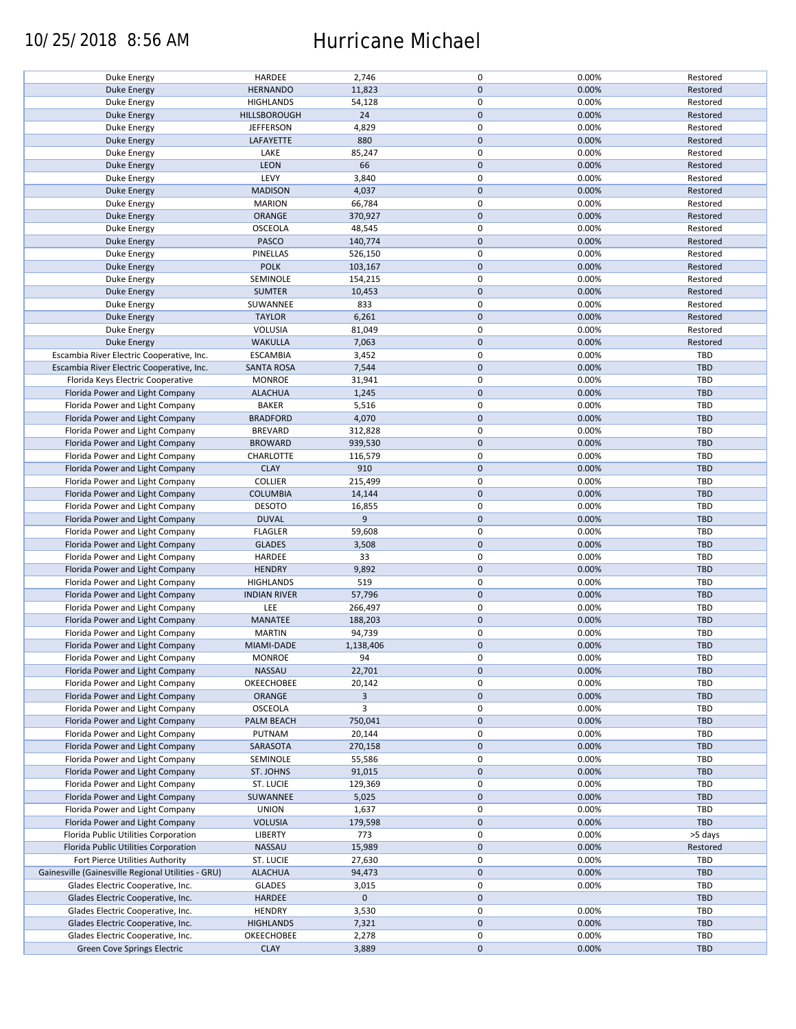# Hurricane Michael

10/25/2018 8:56 AM

| | | | | | |
|---|---|---|---|---|---|
| Duke Energy | HARDEE | 2,746 | 0 | 0.00% | Restored |
| Duke Energy | HERNANDO | 11,823 | 0 | 0.00% | Restored |
| Duke Energy | HIGHLANDS | 54,128 | 0 | 0.00% | Restored |
| Duke Energy | HILLSBOROUGH | 24 | 0 | 0.00% | Restored |
| Duke Energy | JEFFERSON | 4,829 | 0 | 0.00% | Restored |
| Duke Energy | LAFAYETTE | 880 | 0 | 0.00% | Restored |
| Duke Energy | LAKE | 85,247 | 0 | 0.00% | Restored |
| Duke Energy | LEON | 66 | 0 | 0.00% | Restored |
| Duke Energy | LEVY | 3,840 | 0 | 0.00% | Restored |
| Duke Energy | MADISON | 4,037 | 0 | 0.00% | Restored |
| Duke Energy | MARION | 66,784 | 0 | 0.00% | Restored |
| Duke Energy | ORANGE | 370,927 | 0 | 0.00% | Restored |
| Duke Energy | OSCEOLA | 48,545 | 0 | 0.00% | Restored |
| Duke Energy | PASCO | 140,774 | 0 | 0.00% | Restored |
| Duke Energy | PINELLAS | 526,150 | 0 | 0.00% | Restored |
| Duke Energy | POLK | 103,167 | 0 | 0.00% | Restored |
| Duke Energy | SEMINOLE | 154,215 | 0 | 0.00% | Restored |
| Duke Energy | SUMTER | 10,453 | 0 | 0.00% | Restored |
| Duke Energy | SUWANNEE | 833 | 0 | 0.00% | Restored |
| Duke Energy | TAYLOR | 6,261 | 0 | 0.00% | Restored |
| Duke Energy | VOLUSIA | 81,049 | 0 | 0.00% | Restored |
| Duke Energy | WAKULLA | 7,063 | 0 | 0.00% | Restored |
| Escambia River Electric Cooperative, Inc. | ESCAMBIA | 3,452 | 0 | 0.00% | TBD |
| Escambia River Electric Cooperative, Inc. | SANTA ROSA | 7,544 | 0 | 0.00% | TBD |
| Florida Keys Electric Cooperative | MONROE | 31,941 | 0 | 0.00% | TBD |
| Florida Power and Light Company | ALACHUA | 1,245 | 0 | 0.00% | TBD |
| Florida Power and Light Company | BAKER | 5,516 | 0 | 0.00% | TBD |
| Florida Power and Light Company | BRADFORD | 4,070 | 0 | 0.00% | TBD |
| Florida Power and Light Company | BREVARD | 312,828 | 0 | 0.00% | TBD |
| Florida Power and Light Company | BROWARD | 939,530 | 0 | 0.00% | TBD |
| Florida Power and Light Company | CHARLOTTE | 116,579 | 0 | 0.00% | TBD |
| Florida Power and Light Company | CLAY | 910 | 0 | 0.00% | TBD |
| Florida Power and Light Company | COLLIER | 215,499 | 0 | 0.00% | TBD |
| Florida Power and Light Company | COLUMBIA | 14,144 | 0 | 0.00% | TBD |
| Florida Power and Light Company | DESOTO | 16,855 | 0 | 0.00% | TBD |
| Florida Power and Light Company | DUVAL | 9 | 0 | 0.00% | TBD |
| Florida Power and Light Company | FLAGLER | 59,608 | 0 | 0.00% | TBD |
| Florida Power and Light Company | GLADES | 3,508 | 0 | 0.00% | TBD |
| Florida Power and Light Company | HARDEE | 33 | 0 | 0.00% | TBD |
| Florida Power and Light Company | HENDRY | 9,892 | 0 | 0.00% | TBD |
| Florida Power and Light Company | HIGHLANDS | 519 | 0 | 0.00% | TBD |
| Florida Power and Light Company | INDIAN RIVER | 57,796 | 0 | 0.00% | TBD |
| Florida Power and Light Company | LEE | 266,497 | 0 | 0.00% | TBD |
| Florida Power and Light Company | MANATEE | 188,203 | 0 | 0.00% | TBD |
| Florida Power and Light Company | MARTIN | 94,739 | 0 | 0.00% | TBD |
| Florida Power and Light Company | MIAMI-DADE | 1,138,406 | 0 | 0.00% | TBD |
| Florida Power and Light Company | MONROE | 94 | 0 | 0.00% | TBD |
| Florida Power and Light Company | NASSAU | 22,701 | 0 | 0.00% | TBD |
| Florida Power and Light Company | OKEECHOBEE | 20,142 | 0 | 0.00% | TBD |
| Florida Power and Light Company | ORANGE | 3 | 0 | 0.00% | TBD |
| Florida Power and Light Company | OSCEOLA | 3 | 0 | 0.00% | TBD |
| Florida Power and Light Company | PALM BEACH | 750,041 | 0 | 0.00% | TBD |
| Florida Power and Light Company | PUTNAM | 20,144 | 0 | 0.00% | TBD |
| Florida Power and Light Company | SARASOTA | 270,158 | 0 | 0.00% | TBD |
| Florida Power and Light Company | SEMINOLE | 55,586 | 0 | 0.00% | TBD |
| Florida Power and Light Company | ST. JOHNS | 91,015 | 0 | 0.00% | TBD |
| Florida Power and Light Company | ST. LUCIE | 129,369 | 0 | 0.00% | TBD |
| Florida Power and Light Company | SUWANNEE | 5,025 | 0 | 0.00% | TBD |
| Florida Power and Light Company | UNION | 1,637 | 0 | 0.00% | TBD |
| Florida Power and Light Company | VOLUSIA | 179,598 | 0 | 0.00% | TBD |
| Florida Public Utilities Corporation | LIBERTY | 773 | 0 | 0.00% | >5 days |
| Florida Public Utilities Corporation | NASSAU | 15,989 | 0 | 0.00% | Restored |
| Fort Pierce Utilities Authority | ST. LUCIE | 27,630 | 0 | 0.00% | TBD |
| Gainesville (Gainesville Regional Utilities - GRU) | ALACHUA | 94,473 | 0 | 0.00% | TBD |
| Glades Electric Cooperative, Inc. | GLADES | 3,015 | 0 | 0.00% | TBD |
| Glades Electric Cooperative, Inc. | HARDEE | 0 | 0 | | TBD |
| Glades Electric Cooperative, Inc. | HENDRY | 3,530 | 0 | 0.00% | TBD |
| Glades Electric Cooperative, Inc. | HIGHLANDS | 7,321 | 0 | 0.00% | TBD |
| Glades Electric Cooperative, Inc. | OKEECHOBEE | 2,278 | 0 | 0.00% | TBD |
| Green Cove Springs Electric | CLAY | 3,889 | 0 | 0.00% | TBD |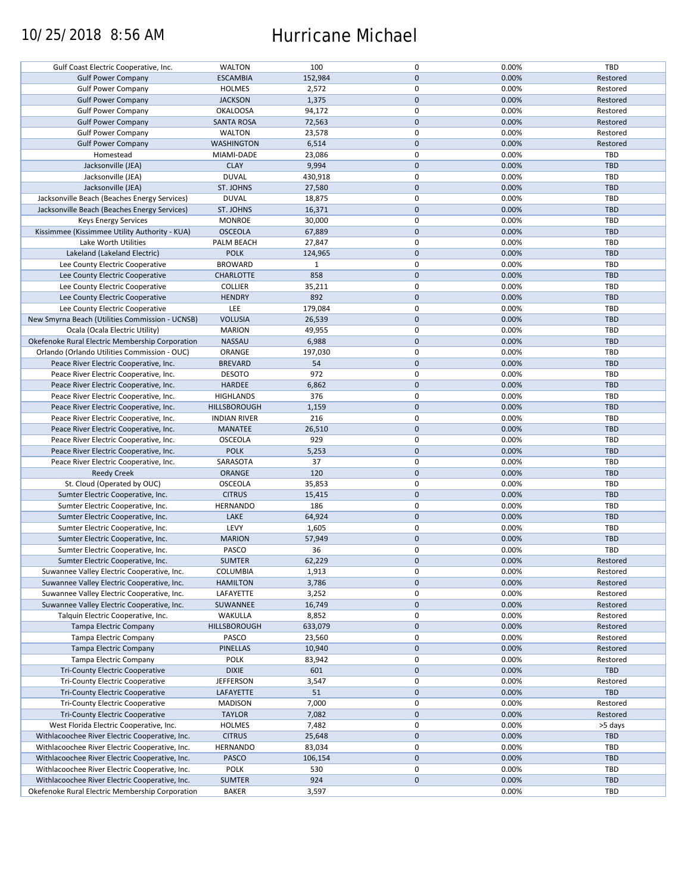10/25/2018 8:56 AM

# Hurricane Michael

| | | | | | |
|---|---|---|---|---|---|
| Gulf Coast Electric Cooperative, Inc. | WALTON | 100 | 0 | 0.00% | TBD |
| Gulf Power Company | ESCAMBIA | 152,984 | 0 | 0.00% | Restored |
| Gulf Power Company | HOLMES | 2,572 | 0 | 0.00% | Restored |
| Gulf Power Company | JACKSON | 1,375 | 0 | 0.00% | Restored |
| Gulf Power Company | OKALOOSA | 94,172 | 0 | 0.00% | Restored |
| Gulf Power Company | SANTA ROSA | 72,563 | 0 | 0.00% | Restored |
| Gulf Power Company | WALTON | 23,578 | 0 | 0.00% | Restored |
| Gulf Power Company | WASHINGTON | 6,514 | 0 | 0.00% | Restored |
| Homestead | MIAMI-DADE | 23,086 | 0 | 0.00% | TBD |
| Jacksonville (JEA) | CLAY | 9,994 | 0 | 0.00% | TBD |
| Jacksonville (JEA) | DUVAL | 430,918 | 0 | 0.00% | TBD |
| Jacksonville (JEA) | ST. JOHNS | 27,580 | 0 | 0.00% | TBD |
| Jacksonville Beach (Beaches Energy Services) | DUVAL | 18,875 | 0 | 0.00% | TBD |
| Jacksonville Beach (Beaches Energy Services) | ST. JOHNS | 16,371 | 0 | 0.00% | TBD |
| Keys Energy Services | MONROE | 30,000 | 0 | 0.00% | TBD |
| Kissimmee (Kissimmee Utility Authority - KUA) | OSCEOLA | 67,889 | 0 | 0.00% | TBD |
| Lake Worth Utilities | PALM BEACH | 27,847 | 0 | 0.00% | TBD |
| Lakeland (Lakeland Electric) | POLK | 124,965 | 0 | 0.00% | TBD |
| Lee County Electric Cooperative | BROWARD | 1 | 0 | 0.00% | TBD |
| Lee County Electric Cooperative | CHARLOTTE | 858 | 0 | 0.00% | TBD |
| Lee County Electric Cooperative | COLLIER | 35,211 | 0 | 0.00% | TBD |
| Lee County Electric Cooperative | HENDRY | 892 | 0 | 0.00% | TBD |
| Lee County Electric Cooperative | LEE | 179,084 | 0 | 0.00% | TBD |
| New Smyrna Beach (Utilities Commission - UCNSB) | VOLUSIA | 26,539 | 0 | 0.00% | TBD |
| Ocala (Ocala Electric Utility) | MARION | 49,955 | 0 | 0.00% | TBD |
| Okefenoke Rural Electric Membership Corporation | NASSAU | 6,988 | 0 | 0.00% | TBD |
| Orlando (Orlando Utilities Commission - OUC) | ORANGE | 197,030 | 0 | 0.00% | TBD |
| Peace River Electric Cooperative, Inc. | BREVARD | 54 | 0 | 0.00% | TBD |
| Peace River Electric Cooperative, Inc. | DESOTO | 972 | 0 | 0.00% | TBD |
| Peace River Electric Cooperative, Inc. | HARDEE | 6,862 | 0 | 0.00% | TBD |
| Peace River Electric Cooperative, Inc. | HIGHLANDS | 376 | 0 | 0.00% | TBD |
| Peace River Electric Cooperative, Inc. | HILLSBOROUGH | 1,159 | 0 | 0.00% | TBD |
| Peace River Electric Cooperative, Inc. | INDIAN RIVER | 216 | 0 | 0.00% | TBD |
| Peace River Electric Cooperative, Inc. | MANATEE | 26,510 | 0 | 0.00% | TBD |
| Peace River Electric Cooperative, Inc. | OSCEOLA | 929 | 0 | 0.00% | TBD |
| Peace River Electric Cooperative, Inc. | POLK | 5,253 | 0 | 0.00% | TBD |
| Peace River Electric Cooperative, Inc. | SARASOTA | 37 | 0 | 0.00% | TBD |
| Reedy Creek | ORANGE | 120 | 0 | 0.00% | TBD |
| St. Cloud (Operated by OUC) | OSCEOLA | 35,853 | 0 | 0.00% | TBD |
| Sumter Electric Cooperative, Inc. | CITRUS | 15,415 | 0 | 0.00% | TBD |
| Sumter Electric Cooperative, Inc. | HERNANDO | 186 | 0 | 0.00% | TBD |
| Sumter Electric Cooperative, Inc. | LAKE | 64,924 | 0 | 0.00% | TBD |
| Sumter Electric Cooperative, Inc. | LEVY | 1,605 | 0 | 0.00% | TBD |
| Sumter Electric Cooperative, Inc. | MARION | 57,949 | 0 | 0.00% | TBD |
| Sumter Electric Cooperative, Inc. | PASCO | 36 | 0 | 0.00% | TBD |
| Sumter Electric Cooperative, Inc. | SUMTER | 62,229 | 0 | 0.00% | Restored |
| Suwannee Valley Electric Cooperative, Inc. | COLUMBIA | 1,913 | 0 | 0.00% | Restored |
| Suwannee Valley Electric Cooperative, Inc. | HAMILTON | 3,786 | 0 | 0.00% | Restored |
| Suwannee Valley Electric Cooperative, Inc. | LAFAYETTE | 3,252 | 0 | 0.00% | Restored |
| Suwannee Valley Electric Cooperative, Inc. | SUWANNEE | 16,749 | 0 | 0.00% | Restored |
| Talquin Electric Cooperative, Inc. | WAKULLA | 8,852 | 0 | 0.00% | Restored |
| Tampa Electric Company | HILLSBOROUGH | 633,079 | 0 | 0.00% | Restored |
| Tampa Electric Company | PASCO | 23,560 | 0 | 0.00% | Restored |
| Tampa Electric Company | PINELLAS | 10,940 | 0 | 0.00% | Restored |
| Tampa Electric Company | POLK | 83,942 | 0 | 0.00% | Restored |
| Tri-County Electric Cooperative | DIXIE | 601 | 0 | 0.00% | TBD |
| Tri-County Electric Cooperative | JEFFERSON | 3,547 | 0 | 0.00% | Restored |
| Tri-County Electric Cooperative | LAFAYETTE | 51 | 0 | 0.00% | TBD |
| Tri-County Electric Cooperative | MADISON | 7,000 | 0 | 0.00% | Restored |
| Tri-County Electric Cooperative | TAYLOR | 7,082 | 0 | 0.00% | Restored |
| West Florida Electric Cooperative, Inc. | HOLMES | 7,482 | 0 | 0.00% | >5 days |
| Withlacoochee River Electric Cooperative, Inc. | CITRUS | 25,648 | 0 | 0.00% | TBD |
| Withlacoochee River Electric Cooperative, Inc. | HERNANDO | 83,034 | 0 | 0.00% | TBD |
| Withlacoochee River Electric Cooperative, Inc. | PASCO | 106,154 | 0 | 0.00% | TBD |
| Withlacoochee River Electric Cooperative, Inc. | POLK | 530 | 0 | 0.00% | TBD |
| Withlacoochee River Electric Cooperative, Inc. | SUMTER | 924 | 0 | 0.00% | TBD |
| Okefenoke Rural Electric Membership Corporation | BAKER | 3,597 | | 0.00% | TBD |